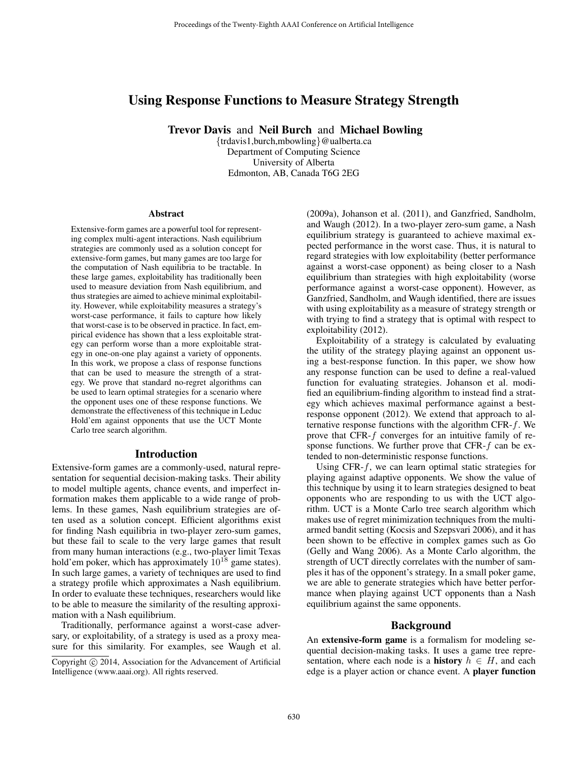# Using Response Functions to Measure Strategy Strength

**Trevor Davis** and **Neil Burch** and **Michael Bowling**

{trdavis1,burch,mbowling}@ualberta.ca
Department of Computing Science
University of Alberta
Edmonton, AB, Canada T6G 2EG

## Abstract

Extensive-form games are a powerful tool for representing complex multi-agent interactions. Nash equilibrium strategies are commonly used as a solution concept for extensive-form games, but many games are too large for the computation of Nash equilibria to be tractable. In these large games, exploitability has traditionally been used to measure deviation from Nash equilibrium, and thus strategies are aimed to achieve minimal exploitability. However, while exploitability measures a strategy's worst-case performance, it fails to capture how likely that worst-case is to be observed in practice. In fact, empirical evidence has shown that a less exploitable strategy can perform worse than a more exploitable strategy in one-on-one play against a variety of opponents. In this work, we propose a class of response functions that can be used to measure the strength of a strategy. We prove that standard no-regret algorithms can be used to learn optimal strategies for a scenario where the opponent uses one of these response functions. We demonstrate the effectiveness of this technique in Leduc Hold'em against opponents that use the UCT Monte Carlo tree search algorithm.

## Introduction

Extensive-form games are a commonly-used, natural representation for sequential decision-making tasks. Their ability to model multiple agents, chance events, and imperfect information makes them applicable to a wide range of problems. In these games, Nash equilibrium strategies are often used as a solution concept. Efficient algorithms exist for finding Nash equilibria in two-player zero-sum games, but these fail to scale to the very large games that result from many human interactions (e.g., two-player limit Texas hold'em poker, which has approximately $10^{18}$ game states). In such large games, a variety of techniques are used to find a strategy profile which approximates a Nash equilibrium. In order to evaluate these techniques, researchers would like to be able to measure the similarity of the resulting approximation with a Nash equilibrium.

Traditionally, performance against a worst-case adversary, or exploitability, of a strategy is used as a proxy measure for this similarity. For examples, see Waugh et al. (2009a), Johanson et al. (2011), and Ganzfried, Sandholm, and Waugh (2012). In a two-player zero-sum game, a Nash equilibrium strategy is guaranteed to achieve maximal expected performance in the worst case. Thus, it is natural to regard strategies with low exploitability (better performance against a worst-case opponent) as being closer to a Nash equilibrium than strategies with high exploitability (worse performance against a worst-case opponent). However, as Ganzfried, Sandholm, and Waugh identified, there are issues with using exploitability as a measure of strategy strength or with trying to find a strategy that is optimal with respect to exploitability (2012).

Exploitability of a strategy is calculated by evaluating the utility of the strategy playing against an opponent using a best-response function. In this paper, we show how any response function can be used to define a real-valued function for evaluating strategies. Johanson et al. modified an equilibrium-finding algorithm to instead find a strategy which achieves maximal performance against a best-response opponent (2012). We extend that approach to alternative response functions with the algorithm CFR-$f$. We prove that CFR-$f$ converges for an intuitive family of response functions. We further prove that CFR-$f$ can be extended to non-deterministic response functions.

Using CFR-$f$, we can learn optimal static strategies for playing against adaptive opponents. We show the value of this technique by using it to learn strategies designed to beat opponents who are responding to us with the UCT algorithm. UCT is a Monte Carlo tree search algorithm which makes use of regret minimization techniques from the multi-armed bandit setting (Kocsis and Szepsvari 2006), and it has been shown to be effective in complex games such as Go (Gelly and Wang 2006). As a Monte Carlo algorithm, the strength of UCT directly correlates with the number of samples it has of the opponent's strategy. In a small poker game, we are able to generate strategies which have better performance when playing against UCT opponents than a Nash equilibrium against the same opponents.

## Background

An **extensive-form game** is a formalism for modeling sequential decision-making tasks. It uses a game tree representation, where each node is a **history** $h \in H$, and each edge is a player action or chance event. A **player function**

Copyright © 2014, Association for the Advancement of Artificial Intelligence (www.aaai.org). All rights reserved.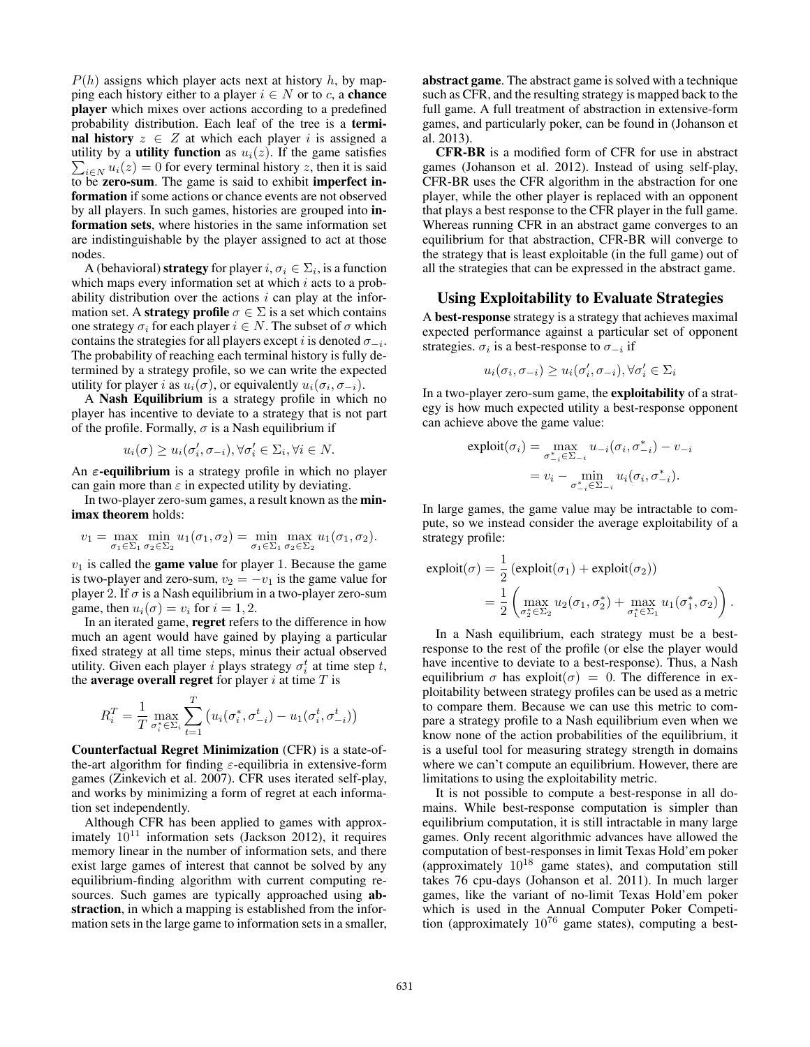$P(h)$ assigns which player acts next at history $h$, by mapping each history either to a player $i \in N$ or to $c$, a **chance player** which mixes over actions according to a predefined probability distribution. Each leaf of the tree is a **terminal history** $z \in Z$ at which each player $i$ is assigned a utility by a **utility function** as $u_i(z)$. If the game satisfies $\sum_{i \in N} u_i(z) = 0$ for every terminal history $z$, then it is said to be **zero-sum**. The game is said to exhibit **imperfect information** if some actions or chance events are not observed by all players. In such games, histories are grouped into **information sets**, where histories in the same information set are indistinguishable by the player assigned to act at those nodes.

A (behavioral) **strategy** for player $i$, $\sigma_i \in \Sigma_i$, is a function which maps every information set at which $i$ acts to a probability distribution over the actions $i$ can play at the information set. A **strategy profile** $\sigma \in \Sigma$ is a set which contains one strategy $\sigma_i$ for each player $i \in N$. The subset of $\sigma$ which contains the strategies for all players except $i$ is denoted $\sigma_{-i}$. The probability of reaching each terminal history is fully determined by a strategy profile, so we can write the expected utility for player $i$ as $u_i(\sigma)$, or equivalently $u_i(\sigma_i, \sigma_{-i})$.

A **Nash Equilibrium** is a strategy profile in which no player has incentive to deviate to a strategy that is not part of the profile. Formally, $\sigma$ is a Nash equilibrium if

$$u_i(\sigma) \geq u_i(\sigma'_i, \sigma_{-i}), \forall \sigma'_i \in \Sigma_i, \forall i \in N.$$

An **$\varepsilon$-equilibrium** is a strategy profile in which no player can gain more than $\varepsilon$ in expected utility by deviating.

In two-player zero-sum games, a result known as the **minimax theorem** holds:

$$v_1 = \max_{\sigma_1 \in \Sigma_1} \min_{\sigma_2 \in \Sigma_2} u_1(\sigma_1, \sigma_2) = \min_{\sigma_1 \in \Sigma_1} \max_{\sigma_2 \in \Sigma_2} u_1(\sigma_1, \sigma_2).$$

$v_1$ is called the **game value** for player 1. Because the game is two-player and zero-sum, $v_2 = -v_1$ is the game value for player 2. If $\sigma$ is a Nash equilibrium in a two-player zero-sum game, then $u_i(\sigma) = v_i$ for $i = 1, 2$.

In an iterated game, **regret** refers to the difference in how much an agent would have gained by playing a particular fixed strategy at all time steps, minus their actual observed utility. Given each player $i$ plays strategy $\sigma_i^t$ at time step $t$, the **average overall regret** for player $i$ at time $T$ is

$$R_i^T = \frac{1}{T} \max_{\sigma_i^* \in \Sigma_i} \sum_{t=1}^{T} \left( u_i(\sigma_i^*, \sigma_{-i}^t) - u_1(\sigma_i^t, \sigma_{-i}^t) \right)$$

**Counterfactual Regret Minimization** (CFR) is a state-of-the-art algorithm for finding $\varepsilon$-equilibria in extensive-form games (Zinkevich et al. 2007). CFR uses iterated self-play, and works by minimizing a form of regret at each information set independently.

Although CFR has been applied to games with approximately $10^{11}$ information sets (Jackson 2012), it requires memory linear in the number of information sets, and there exist large games of interest that cannot be solved by any equilibrium-finding algorithm with current computing resources. Such games are typically approached using **abstraction**, in which a mapping is established from the information sets in the large game to information sets in a smaller, **abstract game**. The abstract game is solved with a technique such as CFR, and the resulting strategy is mapped back to the full game. A full treatment of abstraction in extensive-form games, and particularly poker, can be found in (Johanson et al. 2013).

**CFR-BR** is a modified form of CFR for use in abstract games (Johanson et al. 2012). Instead of using self-play, CFR-BR uses the CFR algorithm in the abstraction for one player, while the other player is replaced with an opponent that plays a best response to the CFR player in the full game. Whereas running CFR in an abstract game converges to an equilibrium for that abstraction, CFR-BR will converge to the strategy that is least exploitable (in the full game) out of all the strategies that can be expressed in the abstract game.

## Using Exploitability to Evaluate Strategies

A **best-response** strategy is a strategy that achieves maximal expected performance against a particular set of opponent strategies. $\sigma_i$ is a best-response to $\sigma_{-i}$ if

$$u_i(\sigma_i, \sigma_{-i}) \geq u_i(\sigma'_i, \sigma_{-i}), \forall \sigma'_i \in \Sigma_i$$

In a two-player zero-sum game, the **exploitability** of a strategy is how much expected utility a best-response opponent can achieve above the game value:

$$\begin{aligned}\text{exploit}(\sigma_i) &= \max_{\sigma_{-i}^* \in \Sigma_{-i}} u_{-i}(\sigma_i, \sigma_{-i}^*) - v_{-i} \\ &= v_i - \min_{\sigma_{-i}^* \in \Sigma_{-i}} u_i(\sigma_i, \sigma_{-i}^*).\end{aligned}$$

In large games, the game value may be intractable to compute, so we instead consider the average exploitability of a strategy profile:

$$\begin{aligned}\text{exploit}(\sigma) &= \frac{1}{2}\left(\text{exploit}(\sigma_1) + \text{exploit}(\sigma_2)\right) \\ &= \frac{1}{2}\left(\max_{\sigma_2^* \in \Sigma_2} u_2(\sigma_1, \sigma_2^*) + \max_{\sigma_1^* \in \Sigma_1} u_1(\sigma_1^*, \sigma_2)\right).\end{aligned}$$

In a Nash equilibrium, each strategy must be a best-response to the rest of the profile (or else the player would have incentive to deviate to a best-response). Thus, a Nash equilibrium $\sigma$ has $\text{exploit}(\sigma) = 0$. The difference in exploitability between strategy profiles can be used as a metric to compare them. Because we can use this metric to compare a strategy profile to a Nash equilibrium even when we know none of the action probabilities of the equilibrium, it is a useful tool for measuring strategy strength in domains where we can't compute an equilibrium. However, there are limitations to using the exploitability metric.

It is not possible to compute a best-response in all domains. While best-response computation is simpler than equilibrium computation, it is still intractable in many large games. Only recent algorithmic advances have allowed the computation of best-responses in limit Texas Hold'em poker (approximately $10^{18}$ game states), and computation still takes 76 cpu-days (Johanson et al. 2011). In much larger games, like the variant of no-limit Texas Hold'em poker which is used in the Annual Computer Poker Competition (approximately $10^{76}$ game states), computing a best-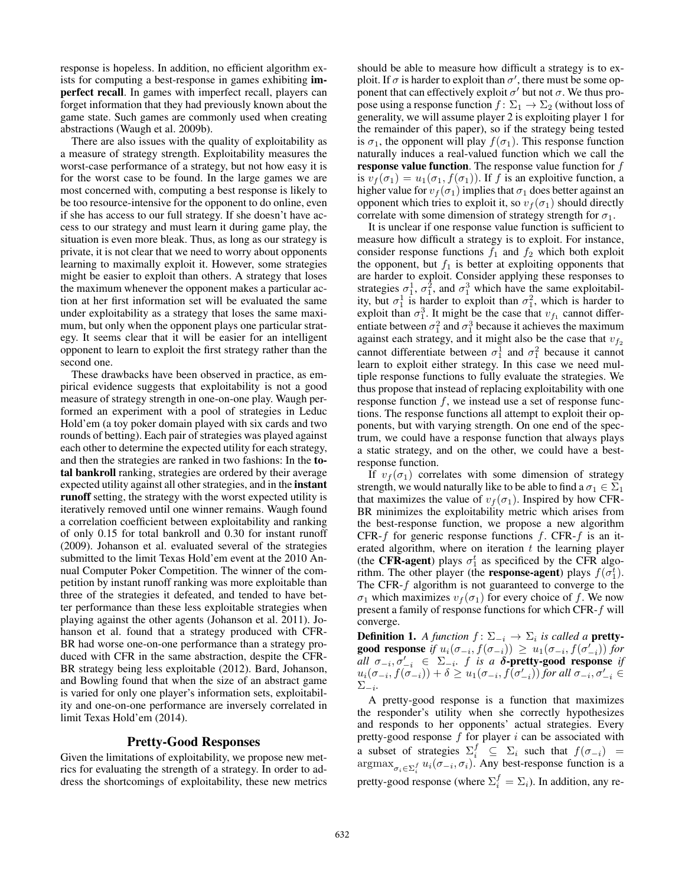response is hopeless. In addition, no efficient algorithm exists for computing a best-response in games exhibiting **imperfect recall**. In games with imperfect recall, players can forget information that they had previously known about the game state. Such games are commonly used when creating abstractions (Waugh et al. 2009b).

There are also issues with the quality of exploitability as a measure of strategy strength. Exploitability measures the worst-case performance of a strategy, but not how easy it is for the worst case to be found. In the large games we are most concerned with, computing a best response is likely to be too resource-intensive for the opponent to do online, even if she has access to our full strategy. If she doesn't have access to our strategy and must learn it during game play, the situation is even more bleak. Thus, as long as our strategy is private, it is not clear that we need to worry about opponents learning to maximally exploit it. However, some strategies might be easier to exploit than others. A strategy that loses the maximum whenever the opponent makes a particular action at her first information set will be evaluated the same under exploitability as a strategy that loses the same maximum, but only when the opponent plays one particular strategy. It seems clear that it will be easier for an intelligent opponent to learn to exploit the first strategy rather than the second one.

These drawbacks have been observed in practice, as empirical evidence suggests that exploitability is not a good measure of strategy strength in one-on-one play. Waugh performed an experiment with a pool of strategies in Leduc Hold'em (a toy poker domain played with six cards and two rounds of betting). Each pair of strategies was played against each other to determine the expected utility for each strategy, and then the strategies are ranked in two fashions: In the **total bankroll** ranking, strategies are ordered by their average expected utility against all other strategies, and in the **instant runoff** setting, the strategy with the worst expected utility is iteratively removed until one winner remains. Waugh found a correlation coefficient between exploitability and ranking of only 0.15 for total bankroll and 0.30 for instant runoff (2009). Johanson et al. evaluated several of the strategies submitted to the limit Texas Hold'em event at the 2010 Annual Computer Poker Competition. The winner of the competition by instant runoff ranking was more exploitable than three of the strategies it defeated, and tended to have better performance than these less exploitable strategies when playing against the other agents (Johanson et al. 2011). Johanson et al. found that a strategy produced with CFR-BR had worse one-on-one performance than a strategy produced with CFR in the same abstraction, despite the CFR-BR strategy being less exploitable (2012). Bard, Johanson, and Bowling found that when the size of an abstract game is varied for only one player's information sets, exploitability and one-on-one performance are inversely correlated in limit Texas Hold'em (2014).

## Pretty-Good Responses

Given the limitations of exploitability, we propose new metrics for evaluating the strength of a strategy. In order to address the shortcomings of exploitability, these new metrics should be able to measure how difficult a strategy is to exploit. If $\sigma$ is harder to exploit than $\sigma'$, there must be some opponent that can effectively exploit $\sigma'$ but not $\sigma$. We thus propose using a response function $f\colon \Sigma_1 \to \Sigma_2$ (without loss of generality, we will assume player 2 is exploiting player 1 for the remainder of this paper), so if the strategy being tested is $\sigma_1$, the opponent will play $f(\sigma_1)$. This response function naturally induces a real-valued function which we call the **response value function**. The response value function for $f$ is $v_f(\sigma_1) = u_1(\sigma_1, f(\sigma_1))$. If $f$ is an exploitive function, a higher value for $v_f(\sigma_1)$ implies that $\sigma_1$ does better against an opponent which tries to exploit it, so $v_f(\sigma_1)$ should directly correlate with some dimension of strategy strength for $\sigma_1$.

It is unclear if one response value function is sufficient to measure how difficult a strategy is to exploit. For instance, consider response functions $f_1$ and $f_2$ which both exploit the opponent, but $f_1$ is better at exploiting opponents that are harder to exploit. Consider applying these responses to strategies $\sigma_1^1$, $\sigma_1^2$, and $\sigma_1^3$ which have the same exploitability, but $\sigma_1^1$ is harder to exploit than $\sigma_1^2$, which is harder to exploit than $\sigma_1^3$. It might be the case that $v_{f_1}$ cannot differentiate between $\sigma_1^2$ and $\sigma_1^3$ because it achieves the maximum against each strategy, and it might also be the case that $v_{f_2}$ cannot differentiate between $\sigma_1^1$ and $\sigma_1^2$ because it cannot learn to exploit either strategy. In this case we need multiple response functions to fully evaluate the strategies. We thus propose that instead of replacing exploitability with one response function $f$, we instead use a set of response functions. The response functions all attempt to exploit their opponents, but with varying strength. On one end of the spectrum, we could have a response function that always plays a static strategy, and on the other, we could have a best-response function.

If $v_f(\sigma_1)$ correlates with some dimension of strategy strength, we would naturally like to be able to find a $\sigma_1 \in \Sigma_1$ that maximizes the value of $v_f(\sigma_1)$. Inspired by how CFR-BR minimizes the exploitability metric which arises from the best-response function, we propose a new algorithm CFR-$f$ for generic response functions $f$. CFR-$f$ is an iterated algorithm, where on iteration $t$ the learning player (the **CFR-agent**) plays $\sigma_1^t$ as specificed by the CFR algorithm. The other player (the **response-agent**) plays $f(\sigma_1^t)$. The CFR-$f$ algorithm is not guaranteed to converge to the $\sigma_1$ which maximizes $v_f(\sigma_1)$ for every choice of $f$. We now present a family of response functions for which CFR-$f$ will converge.

**Definition 1.** *A function $f\colon \Sigma_{-i} \to \Sigma_i$ is called a* **pretty-good response** *if $u_i(\sigma_{-i}, f(\sigma_{-i})) \geq u_i(\sigma_{-i}, f(\sigma'_{-i}))$ for all $\sigma_{-i}, \sigma'_{-i} \in \Sigma_{-i}$. $f$ is a* **$\delta$-pretty-good response** *if $u_i(\sigma_{-i}, f(\sigma_{-i})) + \delta \geq u_1(\sigma_{-i}, f(\sigma'_{-i}))$ for all $\sigma_{-i}, \sigma'_{-i} \in \Sigma_{-i}$.*

A pretty-good response is a function that maximizes the responder's utility when she correctly hypothesizes and responds to her opponents' actual strategies. Every pretty-good response $f$ for player $i$ can be associated with a subset of strategies $\Sigma_i^f \subseteq \Sigma_i$ such that $f(\sigma_{-i}) = \operatorname{argmax}_{\sigma_i \in \Sigma_i^f} u_i(\sigma_{-i}, \sigma_i)$. Any best-response function is a pretty-good response (where $\Sigma_i^f = \Sigma_i$). In addition, any re-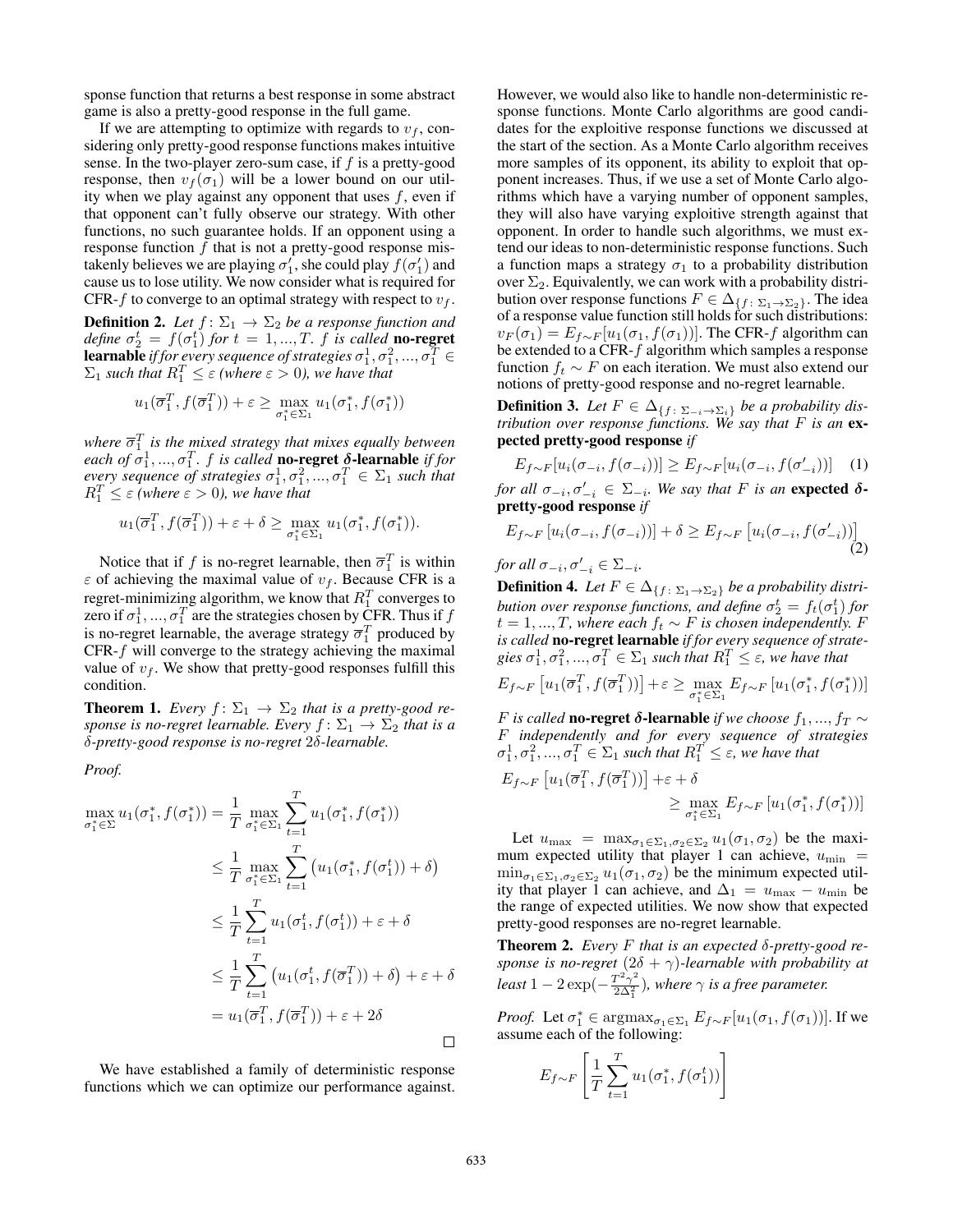sponse function that returns a best response in some abstract game is also a pretty-good response in the full game.

If we are attempting to optimize with regards to $v_f$, considering only pretty-good response functions makes intuitive sense. In the two-player zero-sum case, if $f$ is a pretty-good response, then $v_f(\sigma_1)$ will be a lower bound on our utility when we play against any opponent that uses $f$, even if that opponent can't fully observe our strategy. With other functions, no such guarantee holds. If an opponent using a response function $f$ that is not a pretty-good response mistakenly believes we are playing $\sigma_1'$, she could play $f(\sigma_1')$ and cause us to lose utility. We now consider what is required for CFR-$f$ to converge to an optimal strategy with respect to $v_f$.

**Definition 2.** *Let $f\colon \Sigma_1 \to \Sigma_2$ be a response function and define $\sigma_2^t = f(\sigma_1^t)$ for $t = 1, ..., T$. $f$ is called* **no-regret learnable** *if for every sequence of strategies $\sigma_1^1, \sigma_1^2, ..., \sigma_1^T \in \Sigma_1$ such that $R_1^T \leq \varepsilon$ (where $\varepsilon > 0$), we have that*

$$u_1(\overline{\sigma}_1^T, f(\overline{\sigma}_1^T)) + \varepsilon \geq \max_{\sigma_1^* \in \Sigma_1} u_1(\sigma_1^*, f(\sigma_1^*))$$

*where $\overline{\sigma}_1^T$ is the mixed strategy that mixes equally between each of $\sigma_1^1, ..., \sigma_1^T$. $f$ is called* **no-regret $\delta$-learnable** *if for every sequence of strategies $\sigma_1^1, \sigma_1^2, ..., \sigma_1^T \in \Sigma_1$ such that $R_1^T \leq \varepsilon$ (where $\varepsilon > 0$), we have that*

$$u_1(\overline{\sigma}_1^T, f(\overline{\sigma}_1^T)) + \varepsilon + \delta \geq \max_{\sigma_1^* \in \Sigma_1} u_1(\sigma_1^*, f(\sigma_1^*)).$$

Notice that if $f$ is no-regret learnable, then $\overline{\sigma}_1^T$ is within $\varepsilon$ of achieving the maximal value of $v_f$. Because CFR is a regret-minimizing algorithm, we know that $R_1^T$ converges to zero if $\sigma_1^1, ..., \sigma_1^T$ are the strategies chosen by CFR. Thus if $f$ is no-regret learnable, the average strategy $\overline{\sigma}_1^T$ produced by CFR-$f$ will converge to the strategy achieving the maximal value of $v_f$. We show that pretty-good responses fulfill this condition.

**Theorem 1.** *Every $f\colon \Sigma_1 \to \Sigma_2$ that is a pretty-good response is no-regret learnable. Every $f\colon \Sigma_1 \to \Sigma_2$ that is a $\delta$-pretty-good response is no-regret $2\delta$-learnable.*

*Proof.*

$$\begin{aligned}
\max_{\sigma_1^* \in \Sigma} u_1(\sigma_1^*, f(\sigma_1^*)) &= \frac{1}{T} \max_{\sigma_1^* \in \Sigma_1} \sum_{t=1}^{T} u_1(\sigma_1^*, f(\sigma_1^*)) \\
&\leq \frac{1}{T} \max_{\sigma_1^* \in \Sigma_1} \sum_{t=1}^{T} \left( u_1(\sigma_1^*, f(\sigma_1^t)) + \delta \right) \\
&\leq \frac{1}{T} \sum_{t=1}^{T} u_1(\sigma_1^t, f(\sigma_1^t)) + \varepsilon + \delta \\
&\leq \frac{1}{T} \sum_{t=1}^{T} \left( u_1(\sigma_1^t, f(\overline{\sigma}_1^T)) + \delta \right) + \varepsilon + \delta \\
&= u_1(\overline{\sigma}_1^T, f(\overline{\sigma}_1^T)) + \varepsilon + 2\delta
\end{aligned}$$

□

We have established a family of deterministic response functions which we can optimize our performance against. However, we would also like to handle non-deterministic response functions. Monte Carlo algorithms are good candidates for the exploitive response functions we discussed at the start of the section. As a Monte Carlo algorithm receives more samples of its opponent, its ability to exploit that opponent increases. Thus, if we use a set of Monte Carlo algorithms which have a varying number of opponent samples, they will also have varying exploitive strength against that opponent. In order to handle such algorithms, we must extend our ideas to non-deterministic response functions. Such a function maps a strategy $\sigma_1$ to a probability distribution over $\Sigma_2$. Equivalently, we can work with a probability distribution over response functions $F \in \Delta_{\{f\colon \Sigma_1 \to \Sigma_2\}}$. The idea of a response value function still holds for such distributions: $v_F(\sigma_1) = E_{f \sim F}[u_1(\sigma_1, f(\sigma_1))]$. The CFR-$f$ algorithm can be extended to a CFR-$f$ algorithm which samples a response function $f_t \sim F$ on each iteration. We must also extend our notions of pretty-good response and no-regret learnable.

**Definition 3.** *Let $F \in \Delta_{\{f\colon \Sigma_{-i} \to \Sigma_i\}}$ be a probability distribution over response functions. We say that $F$ is an* **expected pretty-good response** *if*

$$E_{f \sim F}[u_i(\sigma_{-i}, f(\sigma_{-i}))] \geq E_{f \sim F}[u_i(\sigma_{-i}, f(\sigma'_{-i}))] \quad (1)$$

*for all $\sigma_{-i}, \sigma'_{-i} \in \Sigma_{-i}$. We say that $F$ is an* **expected $\delta$-pretty-good response** *if*

$$E_{f \sim F}\left[u_i(\sigma_{-i}, f(\sigma_{-i}))\right] + \delta \geq E_{f \sim F}\left[u_i(\sigma_{-i}, f(\sigma'_{-i}))\right] \quad (2)$$

*for all $\sigma_{-i}, \sigma'_{-i} \in \Sigma_{-i}$.*

**Definition 4.** *Let $F \in \Delta_{\{f\colon \Sigma_1 \to \Sigma_2\}}$ be a probability distribution over response functions, and define $\sigma_2^t = f_t(\sigma_1^t)$ for $t = 1, ..., T$, where each $f_t \sim F$ is chosen independently. $F$ is called* **no-regret learnable** *if for every sequence of strategies $\sigma_1^1, \sigma_1^2, ..., \sigma_1^T \in \Sigma_1$ such that $R_1^T \leq \varepsilon$, we have that*

$$E_{f \sim F}\left[u_1(\overline{\sigma}_1^T, f(\overline{\sigma}_1^T))\right] + \varepsilon \geq \max_{\sigma_1^* \in \Sigma_1} E_{f \sim F}\left[u_1(\sigma_1^*, f(\sigma_1^*))\right]$$

*$F$ is called* **no-regret $\delta$-learnable** *if we choose $f_1, ..., f_T \sim F$ independently and for every sequence of strategies $\sigma_1^1, \sigma_1^2, ..., \sigma_1^T \in \Sigma_1$ such that $R_1^T \leq \varepsilon$, we have that*

$$E_{f \sim F}\left[u_1(\overline{\sigma}_1^T, f(\overline{\sigma}_1^T))\right] + \varepsilon + \delta \geq \max_{\sigma_1^* \in \Sigma_1} E_{f \sim F}\left[u_1(\sigma_1^*, f(\sigma_1^*))\right]$$

Let $u_{\max} = \max_{\sigma_1 \in \Sigma_1, \sigma_2 \in \Sigma_2} u_1(\sigma_1, \sigma_2)$ be the maximum expected utility that player 1 can achieve, $u_{\min} = \min_{\sigma_1 \in \Sigma_1, \sigma_2 \in \Sigma_2} u_1(\sigma_1, \sigma_2)$ be the minimum expected utility that player 1 can achieve, and $\Delta_1 = u_{\max} - u_{\min}$ be the range of expected utilities. We now show that expected pretty-good responses are no-regret learnable.

**Theorem 2.** *Every $F$ that is an expected $\delta$-pretty-good response is no-regret $(2\delta + \gamma)$-learnable with probability at least $1 - 2\exp(-\frac{T^2\gamma^2}{2\Delta_1^2})$, where $\gamma$ is a free parameter.*

*Proof.* Let $\sigma_1^* \in \operatorname{argmax}_{\sigma_1 \in \Sigma_1} E_{f \sim F}[u_1(\sigma_1, f(\sigma_1))]$. If we assume each of the following:

$$E_{f \sim F}\left[\frac{1}{T} \sum_{t=1}^{T} u_1(\sigma_1^*, f(\sigma_1^t))\right]$$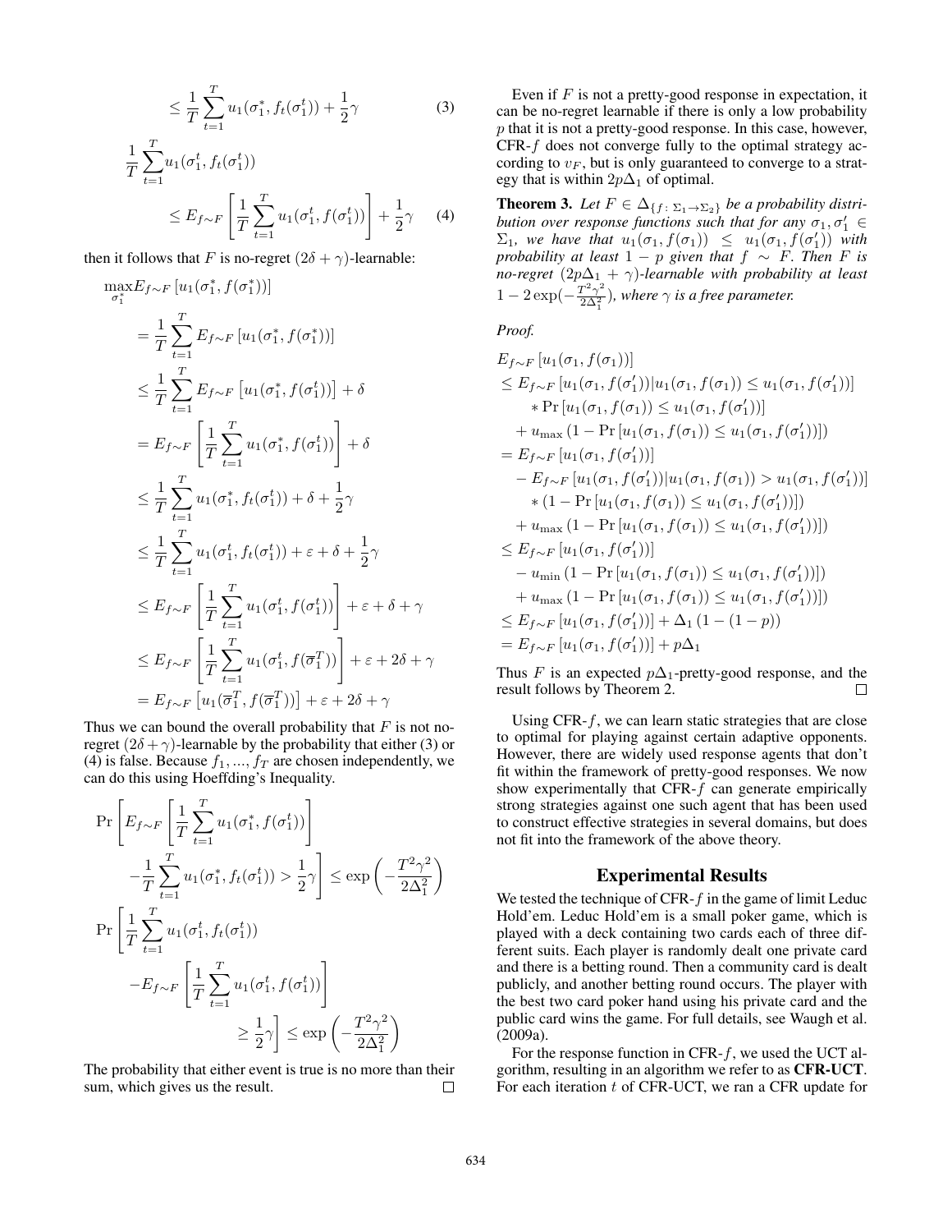$$\leq \frac{1}{T}\sum_{t=1}^{T} u_1(\sigma_1^*, f_t(\sigma_1^t)) + \frac{1}{2}\gamma \qquad (3)$$

$$\frac{1}{T}\sum_{t=1}^{T} u_1(\sigma_1^t, f_t(\sigma_1^t)) \leq E_{f\sim F}\left[\frac{1}{T}\sum_{t=1}^{T} u_1(\sigma_1^t, f(\sigma_1^t))\right] + \frac{1}{2}\gamma \qquad (4)$$

then it follows that $F$ is no-regret $(2\delta + \gamma)$-learnable:

$$
\begin{aligned}
&\max_{\sigma_1^*} E_{f\sim F}\left[u_1(\sigma_1^*, f(\sigma_1^*))\right] \\
&= \frac{1}{T}\sum_{t=1}^{T} E_{f\sim F}\left[u_1(\sigma_1^*, f(\sigma_1^*))\right] \\
&\leq \frac{1}{T}\sum_{t=1}^{T} E_{f\sim F}\left[u_1(\sigma_1^*, f(\sigma_1^t))\right] + \delta \\
&= E_{f\sim F}\left[\frac{1}{T}\sum_{t=1}^{T} u_1(\sigma_1^*, f(\sigma_1^t))\right] + \delta \\
&\leq \frac{1}{T}\sum_{t=1}^{T} u_1(\sigma_1^*, f_t(\sigma_1^t)) + \delta + \frac{1}{2}\gamma \\
&\leq \frac{1}{T}\sum_{t=1}^{T} u_1(\sigma_1^t, f_t(\sigma_1^t)) + \varepsilon + \delta + \frac{1}{2}\gamma \\
&\leq E_{f\sim F}\left[\frac{1}{T}\sum_{t=1}^{T} u_1(\sigma_1^t, f(\sigma_1^t))\right] + \varepsilon + \delta + \gamma \\
&\leq E_{f\sim F}\left[\frac{1}{T}\sum_{t=1}^{T} u_1(\sigma_1^t, f(\overline{\sigma}_1^T))\right] + \varepsilon + 2\delta + \gamma \\
&= E_{f\sim F}\left[u_1(\overline{\sigma}_1^T, f(\overline{\sigma}_1^T))\right] + \varepsilon + 2\delta + \gamma
\end{aligned}
$$

Thus we can bound the overall probability that $F$ is not no-regret $(2\delta + \gamma)$-learnable by the probability that either (3) or (4) is false. Because $f_1, ..., f_T$ are chosen independently, we can do this using Hoeffding's Inequality.

$$\Pr\left[E_{f\sim F}\left[\frac{1}{T}\sum_{t=1}^{T} u_1(\sigma_1^*, f(\sigma_1^t))\right] - \frac{1}{T}\sum_{t=1}^{T} u_1(\sigma_1^*, f_t(\sigma_1^t)) > \frac{1}{2}\gamma\right] \leq \exp\left(-\frac{T^2\gamma^2}{2\Delta_1^2}\right)$$

$$\Pr\left[\frac{1}{T}\sum_{t=1}^{T} u_1(\sigma_1^t, f_t(\sigma_1^t)) - E_{f\sim F}\left[\frac{1}{T}\sum_{t=1}^{T} u_1(\sigma_1^t, f(\sigma_1^t))\right] \geq \frac{1}{2}\gamma\right] \leq \exp\left(-\frac{T^2\gamma^2}{2\Delta_1^2}\right)$$

The probability that either event is true is no more than their sum, which gives us the result. $\square$

Even if $F$ is not a pretty-good response in expectation, it can be no-regret learnable if there is only a low probability $p$ that it is not a pretty-good response. In this case, however, CFR-$f$ does not converge fully to the optimal strategy according to $v_F$, but is only guaranteed to converge to a strategy that is within $2p\Delta_1$ of optimal.

**Theorem 3.** *Let $F \in \Delta_{\{f:\, \Sigma_1 \to \Sigma_2\}}$ be a probability distribution over response functions such that for any $\sigma_1, \sigma_1' \in \Sigma_1$, we have that $u_1(\sigma_1, f(\sigma_1)) \leq u_1(\sigma_1, f(\sigma_1'))$ with probability at least $1-p$ given that $f \sim F$. Then $F$ is no-regret $(2p\Delta_1 + \gamma)$-learnable with probability at least $1 - 2\exp(-\frac{T^2\gamma^2}{2\Delta_1^2})$, where $\gamma$ is a free parameter.*

*Proof.*

$$
\begin{aligned}
&E_{f\sim F}\left[u_1(\sigma_1, f(\sigma_1))\right] \\
&\leq E_{f\sim F}\left[u_1(\sigma_1, f(\sigma_1')) | u_1(\sigma_1, f(\sigma_1)) \leq u_1(\sigma_1, f(\sigma_1'))\right] \\
&\quad * \Pr\left[u_1(\sigma_1, f(\sigma_1)) \leq u_1(\sigma_1, f(\sigma_1'))\right] \\
&\quad + u_{\max}\left(1 - \Pr\left[u_1(\sigma_1, f(\sigma_1)) \leq u_1(\sigma_1, f(\sigma_1'))\right]\right) \\
&= E_{f\sim F}\left[u_1(\sigma_1, f(\sigma_1'))\right] \\
&\quad - E_{f\sim F}\left[u_1(\sigma_1, f(\sigma_1')) | u_1(\sigma_1, f(\sigma_1)) > u_1(\sigma_1, f(\sigma_1'))\right] \\
&\quad * \left(1 - \Pr\left[u_1(\sigma_1, f(\sigma_1)) \leq u_1(\sigma_1, f(\sigma_1'))\right]\right) \\
&\quad + u_{\max}\left(1 - \Pr\left[u_1(\sigma_1, f(\sigma_1)) \leq u_1(\sigma_1, f(\sigma_1'))\right]\right) \\
&\leq E_{f\sim F}\left[u_1(\sigma_1, f(\sigma_1'))\right] \\
&\quad - u_{\min}\left(1 - \Pr\left[u_1(\sigma_1, f(\sigma_1)) \leq u_1(\sigma_1, f(\sigma_1'))\right]\right) \\
&\quad + u_{\max}\left(1 - \Pr\left[u_1(\sigma_1, f(\sigma_1)) \leq u_1(\sigma_1, f(\sigma_1'))\right]\right) \\
&\leq E_{f\sim F}\left[u_1(\sigma_1, f(\sigma_1'))\right] + \Delta_1\left(1 - (1-p)\right) \\
&= E_{f\sim F}\left[u_1(\sigma_1, f(\sigma_1'))\right] + p\Delta_1
\end{aligned}
$$

Thus $F$ is an expected $p\Delta_1$-pretty-good response, and the result follows by Theorem 2. $\square$

Using CFR-$f$, we can learn static strategies that are close to optimal for playing against certain adaptive opponents. However, there are widely used response agents that don't fit within the framework of pretty-good responses. We now show experimentally that CFR-$f$ can generate empirically strong strategies against one such agent that has been used to construct effective strategies in several domains, but does not fit into the framework of the above theory.

## Experimental Results

We tested the technique of CFR-$f$ in the game of limit Leduc Hold'em. Leduc Hold'em is a small poker game, which is played with a deck containing two cards each of three different suits. Each player is randomly dealt one private card and there is a betting round. Then a community card is dealt publicly, and another betting round occurs. The player with the best two card poker hand using his private card and the public card wins the game. For full details, see Waugh et al. (2009a).

For the response function in CFR-$f$, we used the UCT algorithm, resulting in an algorithm we refer to as **CFR-UCT**. For each iteration $t$ of CFR-UCT, we ran a CFR update for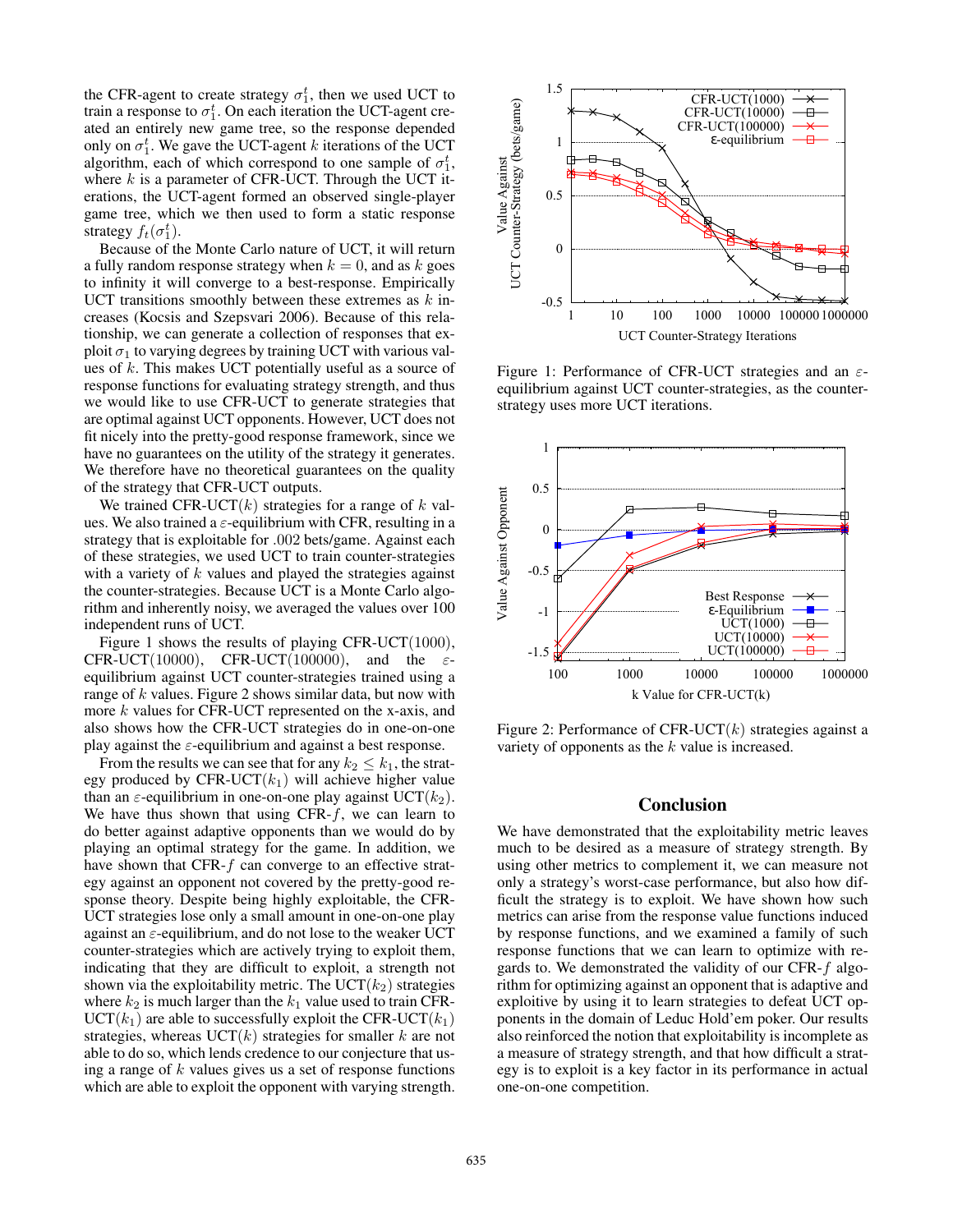the CFR-agent to create strategy $\sigma_1^t$, then we used UCT to train a response to $\sigma_1^t$. On each iteration the UCT-agent created an entirely new game tree, so the response depended only on $\sigma_1^t$. We gave the UCT-agent $k$ iterations of the UCT algorithm, each of which correspond to one sample of $\sigma_1^t$, where $k$ is a parameter of CFR-UCT. Through the UCT iterations, the UCT-agent formed an observed single-player game tree, which we then used to form a static response strategy $f_t(\sigma_1^t)$.

Because of the Monte Carlo nature of UCT, it will return a fully random response strategy when $k = 0$, and as $k$ goes to infinity it will converge to a best-response. Empirically UCT transitions smoothly between these extremes as $k$ increases (Kocsis and Szepsvari 2006). Because of this relationship, we can generate a collection of responses that exploit $\sigma_1$ to varying degrees by training UCT with various values of $k$. This makes UCT potentially useful as a source of response functions for evaluating strategy strength, and thus we would like to use CFR-UCT to generate strategies that are optimal against UCT opponents. However, UCT does not fit nicely into the pretty-good response framework, since we have no guarantees on the utility of the strategy it generates. We therefore have no theoretical guarantees on the quality of the strategy that CFR-UCT outputs.

We trained CFR-UCT($k$) strategies for a range of $k$ values. We also trained a $\varepsilon$-equilibrium with CFR, resulting in a strategy that is exploitable for .002 bets/game. Against each of these strategies, we used UCT to train counter-strategies with a variety of $k$ values and played the strategies against the counter-strategies. Because UCT is a Monte Carlo algorithm and inherently noisy, we averaged the values over 100 independent runs of UCT.

Figure 1 shows the results of playing CFR-UCT(1000), CFR-UCT(10000), CFR-UCT(100000), and the $\varepsilon$-equilibrium against UCT counter-strategies trained using a range of $k$ values. Figure 2 shows similar data, but now with more $k$ values for CFR-UCT represented on the x-axis, and also shows how the CFR-UCT strategies do in one-on-one play against the $\varepsilon$-equilibrium and against a best response.

From the results we can see that for any $k_2 \leq k_1$, the strategy produced by CFR-UCT($k_1$) will achieve higher value than an $\varepsilon$-equilibrium in one-on-one play against UCT($k_2$). We have thus shown that using CFR-$f$, we can learn to do better against adaptive opponents than we would do by playing an optimal strategy for the game. In addition, we have shown that CFR-$f$ can converge to an effective strategy against an opponent not covered by the pretty-good response theory. Despite being highly exploitable, the CFR-UCT strategies lose only a small amount in one-on-one play against an $\varepsilon$-equilibrium, and do not lose to the weaker UCT counter-strategies which are actively trying to exploit them, indicating that they are difficult to exploit, a strength not shown via the exploitability metric. The UCT($k_2$) strategies where $k_2$ is much larger than the $k_1$ value used to train CFR-UCT($k_1$) are able to successfully exploit the CFR-UCT($k_1$) strategies, whereas UCT($k$) strategies for smaller $k$ are not able to do so, which lends credence to our conjecture that using a range of $k$ values gives us a set of response functions which are able to exploit the opponent with varying strength.

Figure 1: Performance of CFR-UCT strategies and an $\varepsilon$-equilibrium against UCT counter-strategies, as the counter-strategy uses more UCT iterations.

Figure 2: Performance of CFR-UCT($k$) strategies against a variety of opponents as the $k$ value is increased.

## Conclusion

We have demonstrated that the exploitability metric leaves much to be desired as a measure of strategy strength. By using other metrics to complement it, we can measure not only a strategy's worst-case performance, but also how difficult the strategy is to exploit. We have shown how such metrics can arise from the response value functions induced by response functions, and we examined a family of such response functions that we can learn to optimize with regards to. We demonstrated the validity of our CFR-$f$ algorithm for optimizing against an opponent that is adaptive and exploitive by using it to learn strategies to defeat UCT opponents in the domain of Leduc Hold'em poker. Our results also reinforced the notion that exploitability is incomplete as a measure of strategy strength, and that how difficult a strategy is to exploit is a key factor in its performance in actual one-on-one competition.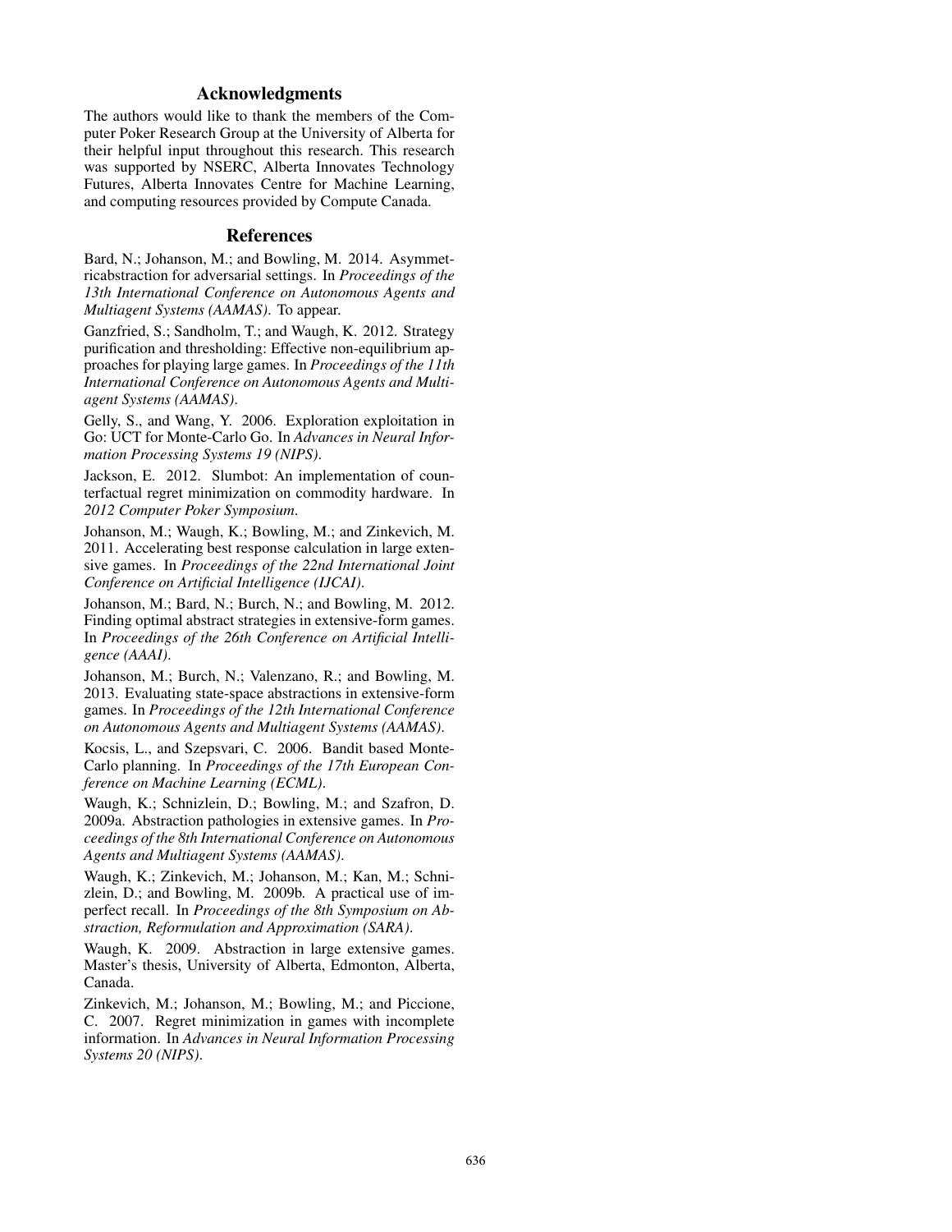## Acknowledgments

The authors would like to thank the members of the Computer Poker Research Group at the University of Alberta for their helpful input throughout this research. This research was supported by NSERC, Alberta Innovates Technology Futures, Alberta Innovates Centre for Machine Learning, and computing resources provided by Compute Canada.

## References

Bard, N.; Johanson, M.; and Bowling, M. 2014. Asymmetricabstraction for adversarial settings. In *Proceedings of the 13th International Conference on Autonomous Agents and Multiagent Systems (AAMAS)*. To appear.

Ganzfried, S.; Sandholm, T.; and Waugh, K. 2012. Strategy purification and thresholding: Effective non-equilibrium approaches for playing large games. In *Proceedings of the 11th International Conference on Autonomous Agents and Multiagent Systems (AAMAS)*.

Gelly, S., and Wang, Y. 2006. Exploration exploitation in Go: UCT for Monte-Carlo Go. In *Advances in Neural Information Processing Systems 19 (NIPS)*.

Jackson, E. 2012. Slumbot: An implementation of counterfactual regret minimization on commodity hardware. In *2012 Computer Poker Symposium*.

Johanson, M.; Waugh, K.; Bowling, M.; and Zinkevich, M. 2011. Accelerating best response calculation in large extensive games. In *Proceedings of the 22nd International Joint Conference on Artificial Intelligence (IJCAI)*.

Johanson, M.; Bard, N.; Burch, N.; and Bowling, M. 2012. Finding optimal abstract strategies in extensive-form games. In *Proceedings of the 26th Conference on Artificial Intelligence (AAAI)*.

Johanson, M.; Burch, N.; Valenzano, R.; and Bowling, M. 2013. Evaluating state-space abstractions in extensive-form games. In *Proceedings of the 12th International Conference on Autonomous Agents and Multiagent Systems (AAMAS)*.

Kocsis, L., and Szepsvari, C. 2006. Bandit based Monte-Carlo planning. In *Proceedings of the 17th European Conference on Machine Learning (ECML)*.

Waugh, K.; Schnizlein, D.; Bowling, M.; and Szafron, D. 2009a. Abstraction pathologies in extensive games. In *Proceedings of the 8th International Conference on Autonomous Agents and Multiagent Systems (AAMAS)*.

Waugh, K.; Zinkevich, M.; Johanson, M.; Kan, M.; Schnizlein, D.; and Bowling, M. 2009b. A practical use of imperfect recall. In *Proceedings of the 8th Symposium on Abstraction, Reformulation and Approximation (SARA)*.

Waugh, K. 2009. Abstraction in large extensive games. Master's thesis, University of Alberta, Edmonton, Alberta, Canada.

Zinkevich, M.; Johanson, M.; Bowling, M.; and Piccione, C. 2007. Regret minimization in games with incomplete information. In *Advances in Neural Information Processing Systems 20 (NIPS)*.